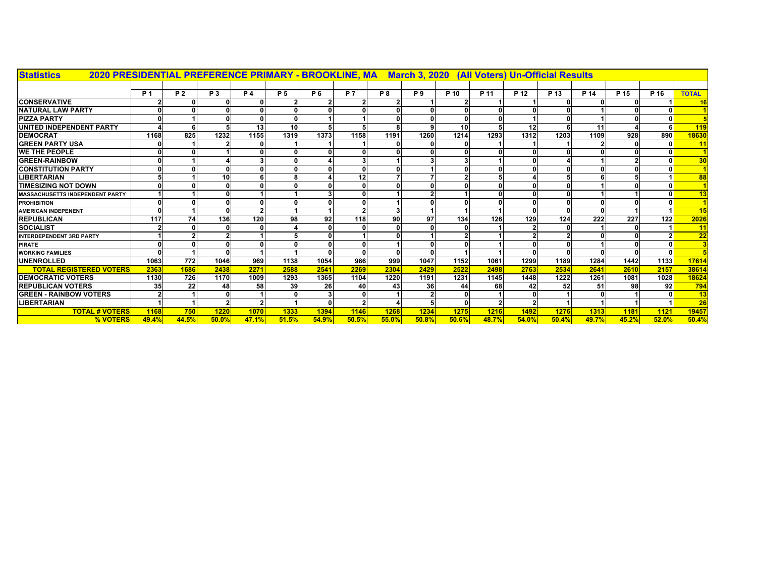## Statistics 2020 PRESIDENTIAL PREFERENCE PRIMARY - BROOKLINE, MA March 3, 2020 (All Voters) Un-Official Results

| | P 1 | P 2 | P 3 | P 4 | P 5 | P 6 | P 7 | P 8 | P 9 | P 10 | P 11 | P 12 | P 13 | P 14 | P 15 | P 16 | TOTAL |
|---|---|---|---|---|---|---|---|---|---|---|---|---|---|---|---|---|---|
| CONSERVATIVE | 2 | 0 | 0 | 0 | 2 | 2 | 2 | 2 | 1 | 2 | 1 | 1 | 0 | 0 | 0 | 1 | 16 |
| NATURAL LAW PARTY | 0 | 0 | 0 | 0 | 0 | 0 | 0 | 0 | 0 | 0 | 0 | 0 | 0 | 1 | 0 | 0 | 1 |
| PIZZA PARTY | 0 | 1 | 0 | 0 | 0 | 1 | 1 | 0 | 0 | 0 | 0 | 1 | 0 | 1 | 0 | 0 | 5 |
| UNITED INDEPENDENT PARTY | 4 | 6 | 5 | 13 | 10 | 5 | 5 | 8 | 9 | 10 | 5 | 12 | 6 | 11 | 4 | 6 | 119 |
| DEMOCRAT | 1168 | 825 | 1232 | 1155 | 1319 | 1373 | 1158 | 1191 | 1260 | 1214 | 1293 | 1312 | 1203 | 1109 | 928 | 890 | 18630 |
| GREEN PARTY USA | 0 | 1 | 2 | 0 | 1 | 1 | 1 | 0 | 0 | 0 | 1 | 1 | 1 | 2 | 0 | 0 | 11 |
| WE THE PEOPLE | 0 | 0 | 1 | 0 | 0 | 0 | 0 | 0 | 0 | 0 | 0 | 0 | 0 | 0 | 0 | 0 | 1 |
| GREEN-RAINBOW | 0 | 1 | 4 | 3 | 0 | 4 | 3 | 1 | 3 | 3 | 1 | 0 | 4 | 1 | 2 | 0 | 30 |
| CONSTITUTION PARTY | 0 | 0 | 0 | 0 | 0 | 0 | 0 | 0 | 1 | 0 | 0 | 0 | 0 | 0 | 0 | 0 | 1 |
| LIBERTARIAN | 5 | 1 | 10 | 6 | 8 | 4 | 12 | 7 | 7 | 2 | 5 | 4 | 5 | 6 | 5 | 1 | 88 |
| TIMESIZING NOT DOWN | 0 | 0 | 0 | 0 | 0 | 0 | 0 | 0 | 0 | 0 | 0 | 0 | 0 | 1 | 0 | 0 | 1 |
| MASSACHUSETTS INDEPENDENT PARTY | 1 | 1 | 0 | 1 | 1 | 3 | 0 | 1 | 2 | 1 | 0 | 0 | 0 | 1 | 1 | 0 | 13 |
| PROHIBITION | 0 | 0 | 0 | 0 | 0 | 0 | 0 | 1 | 0 | 0 | 0 | 0 | 0 | 0 | 0 | 0 | 1 |
| AMERICAN INDEPENENT | 0 | 1 | 0 | 2 | 1 | 1 | 2 | 3 | 1 | 1 | 1 | 0 | 0 | 0 | 1 | 1 | 15 |
| REPUBLICAN | 117 | 74 | 136 | 120 | 98 | 92 | 118 | 90 | 97 | 134 | 126 | 129 | 124 | 222 | 227 | 122 | 2026 |
| SOCIALIST | 2 | 0 | 0 | 0 | 4 | 0 | 0 | 0 | 0 | 0 | 1 | 2 | 0 | 1 | 0 | 1 | 11 |
| INTERDEPENDENT 3RD PARTY | 1 | 2 | 2 | 1 | 5 | 0 | 1 | 0 | 1 | 2 | 1 | 2 | 2 | 0 | 0 | 2 | 22 |
| PIRATE | 0 | 0 | 0 | 0 | 0 | 0 | 0 | 1 | 0 | 0 | 1 | 0 | 0 | 1 | 0 | 0 | 3 |
| WORKING FAMILIES | 0 | 1 | 0 | 1 | 1 | 0 | 0 | 0 | 0 | 1 | 1 | 0 | 0 | 0 | 0 | 0 | 5 |
| UNENROLLED | 1063 | 772 | 1046 | 969 | 1138 | 1054 | 966 | 999 | 1047 | 1152 | 1061 | 1299 | 1189 | 1284 | 1442 | 1133 | 17614 |
| TOTAL REGISTERED VOTERS | 2363 | 1686 | 2438 | 2271 | 2588 | 2541 | 2269 | 2304 | 2429 | 2522 | 2498 | 2763 | 2534 | 2641 | 2610 | 2157 | 38614 |
| DEMOCRATIC VOTERS | 1130 | 726 | 1170 | 1009 | 1293 | 1365 | 1104 | 1220 | 1191 | 1231 | 1145 | 1448 | 1222 | 1261 | 1081 | 1028 | 18624 |
| REPUBLICAN VOTERS | 35 | 22 | 48 | 58 | 39 | 26 | 40 | 43 | 36 | 44 | 68 | 42 | 52 | 51 | 98 | 92 | 794 |
| GREEN - RAINBOW VOTERS | 2 | 1 | 0 | 1 | 0 | 3 | 0 | 1 | 2 | 0 | 1 | 0 | 1 | 0 | 1 | 0 | 13 |
| LIBERTARIAN | 1 | 1 | 2 | 2 | 1 | 0 | 2 | 4 | 5 | 0 | 2 | 2 | 1 | 1 | 1 | 1 | 26 |
| TOTAL # VOTERS | 1168 | 750 | 1220 | 1070 | 1333 | 1394 | 1146 | 1268 | 1234 | 1275 | 1216 | 1492 | 1276 | 1313 | 1181 | 1121 | 19457 |
| % VOTERS | 49.4% | 44.5% | 50.0% | 47.1% | 51.5% | 54.9% | 50.5% | 55.0% | 50.8% | 50.6% | 48.7% | 54.0% | 50.4% | 49.7% | 45.2% | 52.0% | 50.4% |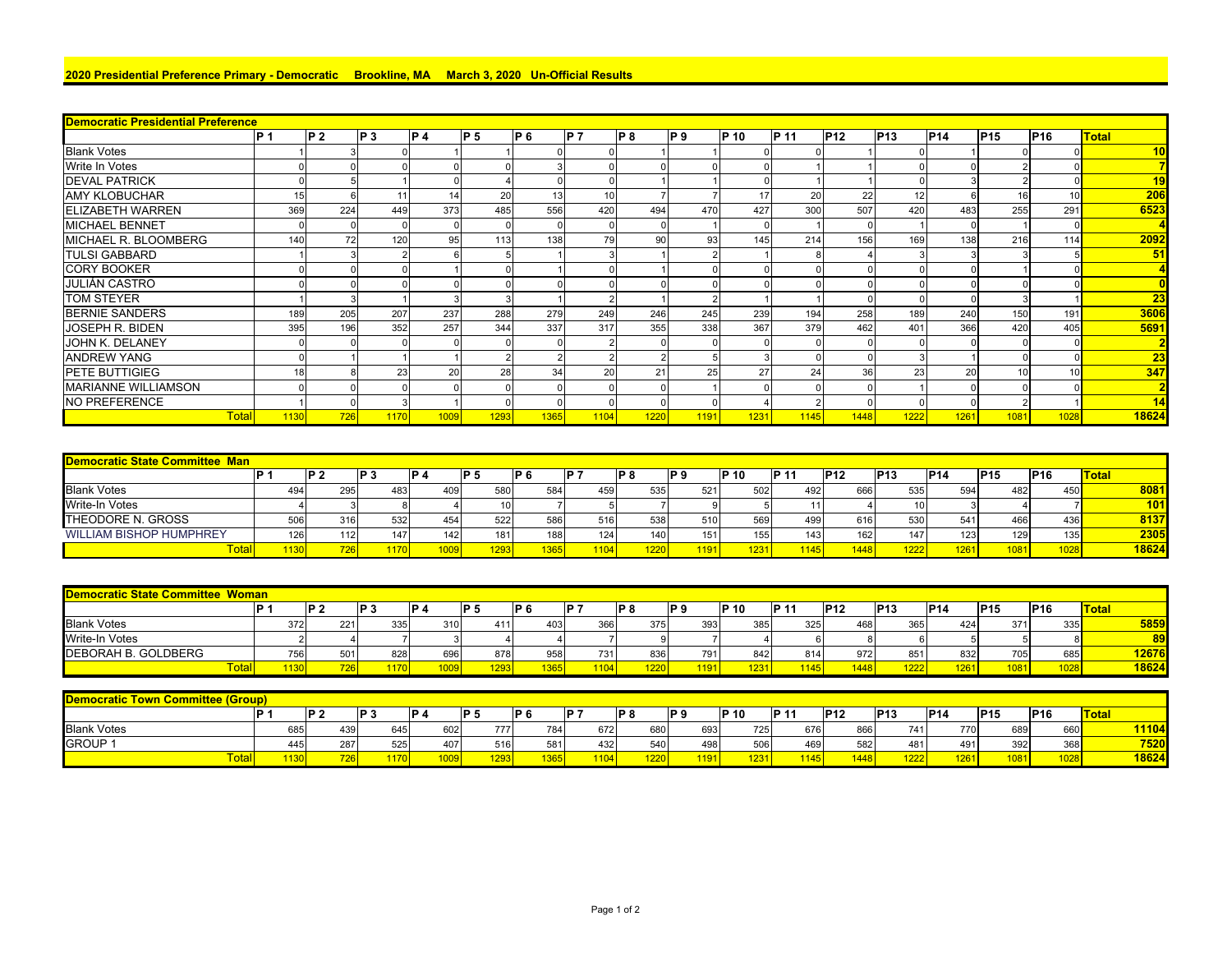## 2020 Presidential Preference Primary - Democratic Brookline, MA March 3, 2020 Un-Official Results

| Democratic Presidential Preference | P 1 | P 2 | P 3 | P 4 | P 5 | P 6 | P 7 | P 8 | P 9 | P 10 | P 11 | P12 | P13 | P14 | P15 | P16 | Total |
|---|---|---|---|---|---|---|---|---|---|---|---|---|---|---|---|---|---|
| Blank Votes | 1 | 3 | 0 | 1 | 1 | 0 | 0 | 1 | 1 | 0 | 0 | 1 | 0 | 1 | 0 | 0 | 10 |
| Write In Votes | 0 | 0 | 0 | 0 | 0 | 3 | 0 | 0 | 0 | 0 | 1 | 1 | 0 | 0 | 2 | 0 | 7 |
| DEVAL PATRICK | 0 | 5 | 1 | 0 | 4 | 0 | 0 | 1 | 1 | 0 | 1 | 1 | 0 | 3 | 2 | 0 | 19 |
| AMY KLOBUCHAR | 15 | 6 | 11 | 14 | 20 | 13 | 10 | 7 | 7 | 17 | 20 | 22 | 12 | 6 | 16 | 10 | 206 |
| ELIZABETH WARREN | 369 | 224 | 449 | 373 | 485 | 556 | 420 | 494 | 470 | 427 | 300 | 507 | 420 | 483 | 255 | 291 | 6523 |
| MICHAEL BENNET | 0 | 0 | 0 | 0 | 0 | 0 | 0 | 0 | 1 | 0 | 1 | 0 | 1 | 0 | 1 | 0 | 4 |
| MICHAEL R. BLOOMBERG | 140 | 72 | 120 | 95 | 113 | 138 | 79 | 90 | 93 | 145 | 214 | 156 | 169 | 138 | 216 | 114 | 2092 |
| TULSI GABBARD | 1 | 3 | 2 | 6 | 5 | 1 | 3 | 1 | 2 | 1 | 8 | 4 | 3 | 3 | 3 | 5 | 51 |
| CORY BOOKER | 0 | 0 | 0 | 1 | 0 | 1 | 0 | 1 | 0 | 0 | 0 | 0 | 0 | 0 | 1 | 0 | 4 |
| JULIÁN CASTRO | 0 | 0 | 0 | 0 | 0 | 0 | 0 | 0 | 0 | 0 | 0 | 0 | 0 | 0 | 0 | 0 | 0 |
| TOM STEYER | 1 | 3 | 1 | 3 | 3 | 1 | 2 | 1 | 2 | 1 | 1 | 0 | 0 | 0 | 3 | 1 | 23 |
| BERNIE SANDERS | 189 | 205 | 207 | 237 | 288 | 279 | 249 | 246 | 245 | 239 | 194 | 258 | 189 | 240 | 150 | 191 | 3606 |
| JOSEPH R. BIDEN | 395 | 196 | 352 | 257 | 344 | 337 | 317 | 355 | 338 | 367 | 379 | 462 | 401 | 366 | 420 | 405 | 5691 |
| JOHN K. DELANEY | 0 | 0 | 0 | 0 | 0 | 0 | 2 | 0 | 0 | 0 | 0 | 0 | 0 | 0 | 0 | 0 | 2 |
| ANDREW YANG | 0 | 1 | 1 | 1 | 2 | 2 | 2 | 2 | 5 | 3 | 0 | 0 | 3 | 1 | 0 | 0 | 23 |
| PETE BUTTIGIEG | 18 | 8 | 23 | 20 | 28 | 34 | 20 | 21 | 25 | 27 | 24 | 36 | 23 | 20 | 10 | 10 | 347 |
| MARIANNE WILLIAMSON | 0 | 0 | 0 | 0 | 0 | 0 | 0 | 0 | 1 | 0 | 0 | 0 | 1 | 0 | 0 | 0 | 2 |
| NO PREFEREENCE | 1 | 0 | 3 | 1 | 0 | 0 | 0 | 0 | 0 | 4 | 2 | 0 | 0 | 0 | 2 | 1 | 14 |
| Total | 1130 | 726 | 1170 | 1009 | 1293 | 1365 | 1104 | 1220 | 1191 | 1231 | 1145 | 1448 | 1222 | 1261 | 1081 | 1028 | 18624 |

| Democratic State Committee Man | P 1 | P 2 | P 3 | P 4 | P 5 | P 6 | P 7 | P 8 | P 9 | P 10 | P 11 | P12 | P13 | P14 | P15 | P16 | Total |
|---|---|---|---|---|---|---|---|---|---|---|---|---|---|---|---|---|---|
| Blank Votes | 494 | 295 | 483 | 409 | 580 | 584 | 459 | 535 | 521 | 502 | 492 | 666 | 535 | 594 | 482 | 450 | 8081 |
| Write-In Votes | 4 | 3 | 8 | 4 | 10 | 7 | 5 | 7 | 9 | 5 | 11 | 4 | 10 | 3 | 4 | 7 | 101 |
| THEODORE N. GROSS | 506 | 316 | 532 | 454 | 522 | 586 | 516 | 538 | 510 | 569 | 499 | 616 | 530 | 541 | 466 | 436 | 8137 |
| WILLIAM BISHOP HUMPHREY | 126 | 112 | 147 | 142 | 181 | 188 | 124 | 140 | 151 | 155 | 143 | 162 | 147 | 123 | 129 | 135 | 2305 |
| Total | 1130 | 726 | 1170 | 1009 | 1293 | 1365 | 1104 | 1220 | 1191 | 1231 | 1145 | 1448 | 1222 | 1261 | 1081 | 1028 | 18624 |

| Democratic State Committee Woman | P 1 | P 2 | P 3 | P 4 | P 5 | P 6 | P 7 | P 8 | P 9 | P 10 | P 11 | P12 | P13 | P14 | P15 | P16 | Total |
|---|---|---|---|---|---|---|---|---|---|---|---|---|---|---|---|---|---|
| Blank Votes | 372 | 221 | 335 | 310 | 411 | 403 | 366 | 375 | 393 | 385 | 325 | 468 | 365 | 424 | 371 | 335 | 5859 |
| Write-In Votes | 2 | 4 | 7 | 3 | 4 | 4 | 7 | 9 | 7 | 4 | 6 | 8 | 6 | 5 | 5 | 8 | 89 |
| DEBORAH B. GOLDBERG | 756 | 501 | 828 | 696 | 878 | 958 | 731 | 836 | 791 | 842 | 814 | 972 | 851 | 832 | 705 | 685 | 12676 |
| Total | 1130 | 726 | 1170 | 1009 | 1293 | 1365 | 1104 | 1220 | 1191 | 1231 | 1145 | 1448 | 1222 | 1261 | 1081 | 1028 | 18624 |

| Democratic Town Committee (Group) | P 1 | P 2 | P 3 | P 4 | P 5 | P 6 | P 7 | P 8 | P 9 | P 10 | P 11 | P12 | P13 | P14 | P15 | P16 | Total |
|---|---|---|---|---|---|---|---|---|---|---|---|---|---|---|---|---|---|
| Blank Votes | 685 | 439 | 645 | 602 | 777 | 784 | 672 | 680 | 693 | 725 | 676 | 866 | 741 | 770 | 689 | 660 | 11104 |
| GROUP 1 | 445 | 287 | 525 | 407 | 516 | 581 | 432 | 540 | 498 | 506 | 469 | 582 | 481 | 491 | 392 | 368 | 7520 |
| Total | 1130 | 726 | 1170 | 1009 | 1293 | 1365 | 1104 | 1220 | 1191 | 1231 | 1145 | 1448 | 1222 | 1261 | 1081 | 1028 | 18624 |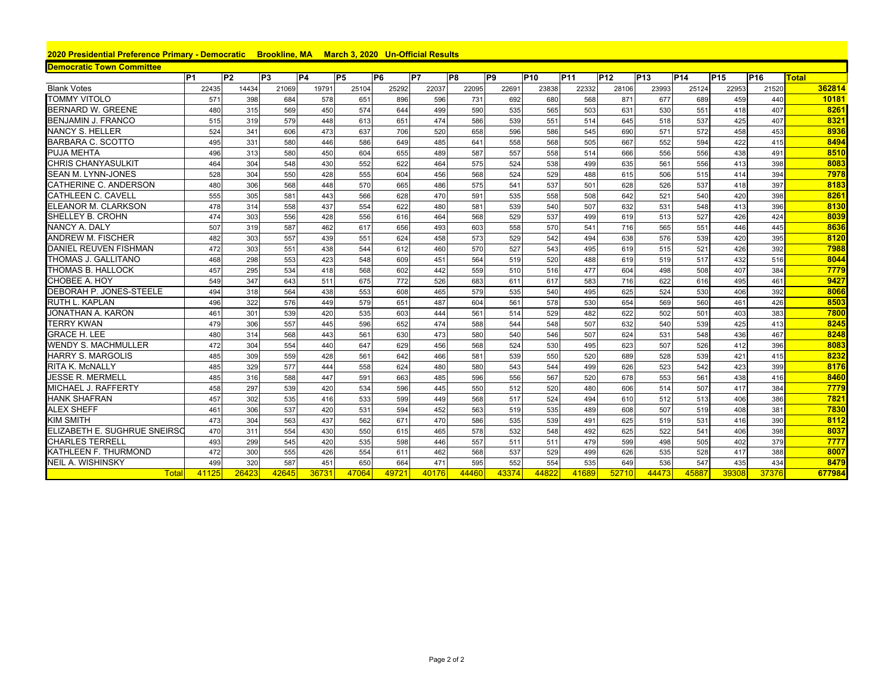## 2020 Presidential Preference Primary - Democratic Brookline, MA March 3, 2020 Un-Official Results

### Democratic Town Committee

| | P1 | P2 | P3 | P4 | P5 | P6 | P7 | P8 | P9 | P10 | P11 | P12 | P13 | P14 | P15 | P16 | Total |
|---|---|---|---|---|---|---|---|---|---|---|---|---|---|---|---|---|---|
| Blank Votes | 22435 | 14434 | 21069 | 19791 | 25104 | 25292 | 22037 | 22095 | 22691 | 23838 | 22332 | 28106 | 23993 | 25124 | 22953 | 21520 | 362814 |
| TOMMY VITOLO | 571 | 398 | 684 | 578 | 651 | 896 | 596 | 731 | 692 | 680 | 568 | 871 | 677 | 689 | 459 | 440 | 10181 |
| BERNARD W. GREENE | 480 | 315 | 569 | 450 | 574 | 644 | 499 | 590 | 535 | 565 | 503 | 631 | 530 | 551 | 418 | 407 | 8261 |
| BENJAMIN J. FRANCO | 515 | 319 | 579 | 448 | 613 | 651 | 474 | 586 | 539 | 551 | 514 | 645 | 518 | 537 | 425 | 407 | 8321 |
| NANCY S. HELLER | 524 | 341 | 606 | 473 | 637 | 706 | 520 | 658 | 596 | 586 | 545 | 690 | 571 | 572 | 458 | 453 | 8936 |
| BARBARA C. SCOTTO | 495 | 331 | 580 | 446 | 586 | 649 | 485 | 641 | 558 | 568 | 505 | 667 | 552 | 594 | 422 | 415 | 8494 |
| PUJA MEHTA | 496 | 313 | 580 | 450 | 604 | 655 | 489 | 587 | 557 | 558 | 514 | 666 | 556 | 556 | 438 | 491 | 8510 |
| CHRIS CHANYASULKIT | 464 | 304 | 548 | 430 | 552 | 622 | 464 | 575 | 524 | 538 | 499 | 635 | 561 | 556 | 413 | 398 | 8083 |
| SEAN M. LYNN-JONES | 528 | 304 | 550 | 428 | 555 | 604 | 456 | 568 | 524 | 529 | 488 | 615 | 506 | 515 | 414 | 394 | 7978 |
| CATHERINE C. ANDERSON | 480 | 306 | 568 | 448 | 570 | 665 | 486 | 575 | 541 | 537 | 501 | 628 | 526 | 537 | 418 | 397 | 8183 |
| CATHLEEN C. CAVELL | 555 | 305 | 581 | 443 | 566 | 628 | 470 | 591 | 535 | 558 | 508 | 642 | 521 | 540 | 420 | 398 | 8261 |
| ELEANOR M. CLARKSON | 478 | 314 | 558 | 437 | 554 | 622 | 480 | 581 | 539 | 540 | 507 | 632 | 531 | 548 | 413 | 396 | 8130 |
| SHELLEY B. CROHN | 474 | 303 | 556 | 428 | 556 | 616 | 464 | 568 | 529 | 537 | 499 | 619 | 513 | 527 | 426 | 424 | 8039 |
| NANCY A. DALY | 507 | 319 | 587 | 462 | 617 | 656 | 493 | 603 | 558 | 570 | 541 | 716 | 565 | 551 | 446 | 445 | 8636 |
| ANDREW M. FISCHER | 482 | 303 | 557 | 439 | 551 | 624 | 458 | 573 | 529 | 542 | 494 | 638 | 576 | 539 | 420 | 395 | 8120 |
| DANIEL REUVEN FISHMAN | 472 | 303 | 551 | 438 | 544 | 612 | 460 | 570 | 527 | 543 | 495 | 619 | 515 | 521 | 426 | 392 | 7988 |
| THOMAS J. GALLITANO | 468 | 298 | 553 | 423 | 548 | 609 | 451 | 564 | 519 | 520 | 488 | 619 | 519 | 517 | 432 | 516 | 8044 |
| THOMAS B. HALLOCK | 457 | 295 | 534 | 418 | 568 | 602 | 442 | 559 | 510 | 516 | 477 | 604 | 498 | 508 | 407 | 384 | 7779 |
| CHOBEE A. HOY | 549 | 347 | 643 | 511 | 675 | 772 | 526 | 683 | 611 | 617 | 583 | 716 | 622 | 616 | 495 | 461 | 9427 |
| DEBORAH P. JONES-STEELE | 494 | 318 | 564 | 438 | 553 | 608 | 465 | 579 | 535 | 540 | 495 | 625 | 524 | 530 | 406 | 392 | 8066 |
| RUTH L. KAPLAN | 496 | 322 | 576 | 449 | 579 | 651 | 487 | 604 | 561 | 578 | 530 | 654 | 569 | 560 | 461 | 426 | 8503 |
| JONATHAN A. KARON | 461 | 301 | 539 | 420 | 535 | 603 | 444 | 561 | 514 | 529 | 482 | 622 | 502 | 501 | 403 | 383 | 7800 |
| TERRY KWAN | 479 | 306 | 557 | 445 | 596 | 652 | 474 | 588 | 544 | 548 | 507 | 632 | 540 | 539 | 425 | 413 | 8245 |
| GRACE H. LEE | 480 | 314 | 568 | 443 | 561 | 630 | 473 | 580 | 540 | 546 | 507 | 624 | 531 | 548 | 436 | 467 | 8248 |
| WENDY S. MACHMULLER | 472 | 304 | 554 | 440 | 647 | 629 | 456 | 568 | 524 | 530 | 495 | 623 | 507 | 526 | 412 | 396 | 8083 |
| HARRY S. MARGOLIS | 485 | 309 | 559 | 428 | 561 | 642 | 466 | 581 | 539 | 550 | 520 | 689 | 528 | 539 | 421 | 415 | 8232 |
| RITA K. McNALLY | 485 | 329 | 577 | 444 | 558 | 624 | 480 | 580 | 543 | 544 | 499 | 626 | 523 | 542 | 423 | 399 | 8176 |
| JESSE R. MERMELL | 485 | 316 | 588 | 447 | 591 | 663 | 485 | 596 | 556 | 567 | 520 | 678 | 553 | 561 | 438 | 416 | 8460 |
| MICHAEL J. RAFFERTY | 458 | 297 | 539 | 420 | 534 | 596 | 445 | 550 | 512 | 520 | 480 | 606 | 514 | 507 | 417 | 384 | 7779 |
| HANK SHAFRAN | 457 | 302 | 535 | 416 | 533 | 599 | 449 | 568 | 517 | 524 | 494 | 610 | 512 | 513 | 406 | 386 | 7821 |
| ALEX SHEFF | 461 | 306 | 537 | 420 | 531 | 594 | 452 | 563 | 519 | 535 | 489 | 608 | 507 | 519 | 408 | 381 | 7830 |
| KIM SMITH | 473 | 304 | 563 | 437 | 562 | 671 | 470 | 586 | 535 | 539 | 491 | 625 | 519 | 531 | 416 | 390 | 8112 |
| ELIZABETH E. SUGHRUE SNEIRSO | 470 | 311 | 554 | 430 | 550 | 615 | 465 | 578 | 532 | 548 | 492 | 625 | 522 | 541 | 406 | 398 | 8037 |
| CHARLES TERRELL | 493 | 299 | 545 | 420 | 535 | 598 | 446 | 557 | 511 | 511 | 479 | 599 | 498 | 505 | 402 | 379 | 7777 |
| KATHLEEN F. THURMOND | 472 | 300 | 555 | 426 | 554 | 611 | 462 | 568 | 537 | 529 | 499 | 626 | 535 | 528 | 417 | 388 | 8007 |
| NEIL A. WISHINSKY | 499 | 320 | 587 | 451 | 650 | 664 | 471 | 595 | 552 | 554 | 535 | 649 | 536 | 547 | 435 | 434 | 8479 |
| Total | 41125 | 26423 | 42645 | 36731 | 47064 | 49721 | 40176 | 44460 | 43374 | 44822 | 41689 | 52710 | 44473 | 45887 | 39308 | 37376 | 677984 |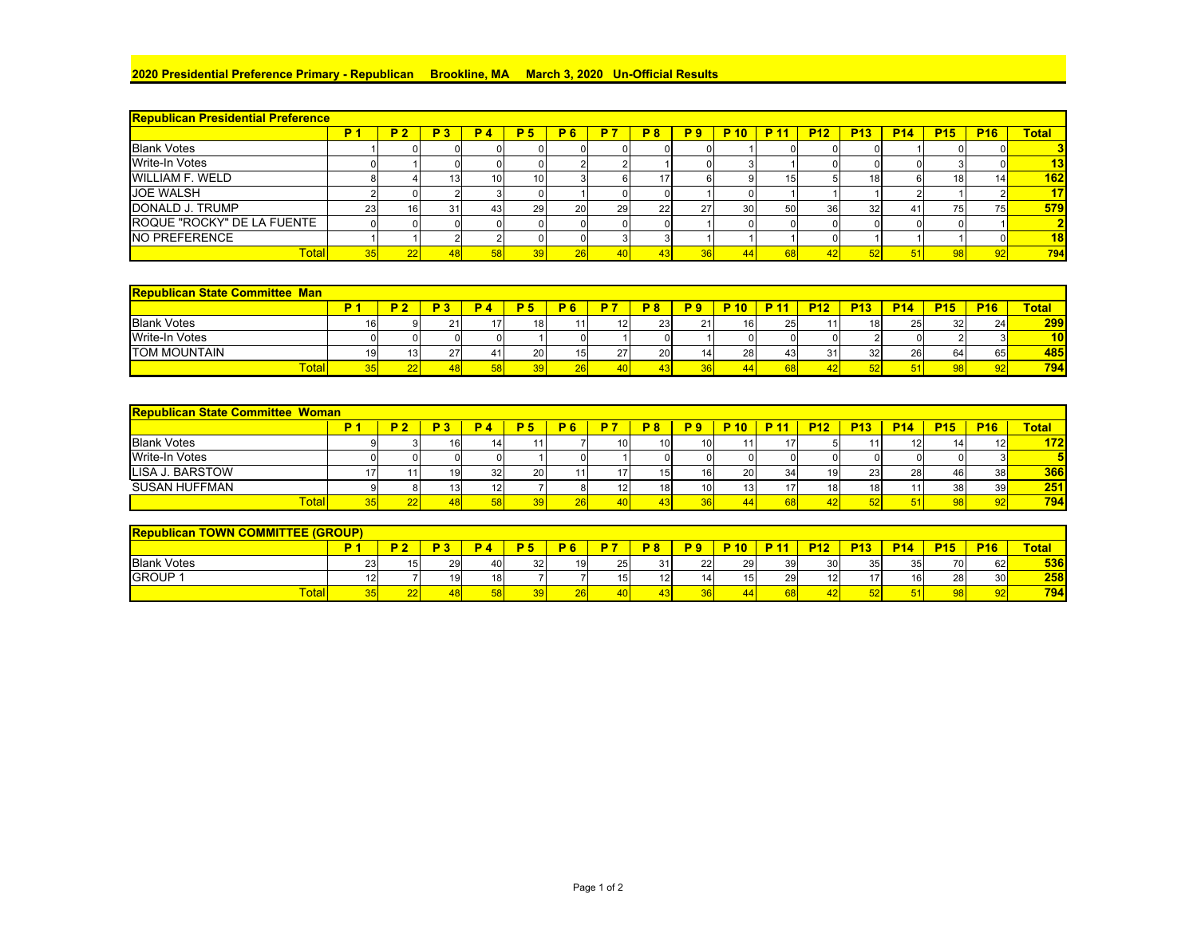## 2020 Presidential Preference Primary - Republican  Brookline, MA  March 3, 2020  Un-Official Results

| Republican Presidential Preference | P 1 | P 2 | P 3 | P 4 | P 5 | P 6 | P 7 | P 8 | P 9 | P 10 | P 11 | P12 | P13 | P14 | P15 | P16 | Total |
|---|---|---|---|---|---|---|---|---|---|---|---|---|---|---|---|---|---|
| Blank Votes | 1 | 0 | 0 | 0 | 0 | 0 | 0 | 0 | 0 | 1 | 0 | 0 | 0 | 1 | 0 | 0 | 3 |
| Write-In Votes | 0 | 1 | 0 | 0 | 0 | 2 | 2 | 1 | 0 | 3 | 1 | 0 | 0 | 0 | 3 | 0 | 13 |
| WILLIAM F. WELD | 8 | 4 | 13 | 10 | 10 | 3 | 6 | 17 | 6 | 9 | 15 | 5 | 18 | 6 | 18 | 14 | 162 |
| JOE WALSH | 2 | 0 | 2 | 3 | 0 | 1 | 0 | 0 | 1 | 0 | 1 | 1 | 1 | 2 | 1 | 2 | 17 |
| DONALD J. TRUMP | 23 | 16 | 31 | 43 | 29 | 20 | 29 | 22 | 27 | 30 | 50 | 36 | 32 | 41 | 75 | 75 | 579 |
| ROQUE "ROCKY" DE LA FUENTE | 0 | 0 | 0 | 0 | 0 | 0 | 0 | 0 | 1 | 0 | 0 | 0 | 0 | 0 | 0 | 1 | 2 |
| NO PREFERENCE | 1 | 1 | 2 | 2 | 0 | 0 | 3 | 3 | 1 | 1 | 1 | 0 | 1 | 1 | 1 | 0 | 18 |
| Total | 35 | 22 | 48 | 58 | 39 | 26 | 40 | 43 | 36 | 44 | 68 | 42 | 52 | 51 | 98 | 92 | 794 |

| Republican State Committee Man | P 1 | P 2 | P 3 | P 4 | P 5 | P 6 | P 7 | P 8 | P 9 | P 10 | P 11 | P12 | P13 | P14 | P15 | P16 | Total |
|---|---|---|---|---|---|---|---|---|---|---|---|---|---|---|---|---|---|
| Blank Votes | 16 | 9 | 21 | 17 | 18 | 11 | 12 | 23 | 21 | 16 | 25 | 11 | 18 | 25 | 32 | 24 | 299 |
| Write-In Votes | 0 | 0 | 0 | 0 | 1 | 0 | 1 | 0 | 1 | 0 | 0 | 0 | 2 | 0 | 2 | 3 | 10 |
| TOM MOUNTAIN | 19 | 13 | 27 | 41 | 20 | 15 | 27 | 20 | 14 | 28 | 43 | 31 | 32 | 26 | 64 | 65 | 485 |
| Total | 35 | 22 | 48 | 58 | 39 | 26 | 40 | 43 | 36 | 44 | 68 | 42 | 52 | 51 | 98 | 92 | 794 |

| Republican State Committee Woman | P 1 | P 2 | P 3 | P 4 | P 5 | P 6 | P 7 | P 8 | P 9 | P 10 | P 11 | P12 | P13 | P14 | P15 | P16 | Total |
|---|---|---|---|---|---|---|---|---|---|---|---|---|---|---|---|---|---|
| Blank Votes | 9 | 3 | 16 | 14 | 11 | 7 | 10 | 10 | 10 | 11 | 17 | 5 | 11 | 12 | 14 | 12 | 172 |
| Write-In Votes | 0 | 0 | 0 | 0 | 1 | 0 | 1 | 0 | 0 | 0 | 0 | 0 | 0 | 0 | 0 | 3 | 5 |
| LISA J. BARSTOW | 17 | 11 | 19 | 32 | 20 | 11 | 17 | 15 | 16 | 20 | 34 | 19 | 23 | 28 | 46 | 38 | 366 |
| SUSAN HUFFMAN | 9 | 8 | 13 | 12 | 7 | 8 | 12 | 18 | 10 | 13 | 17 | 18 | 18 | 11 | 38 | 39 | 251 |
| Total | 35 | 22 | 48 | 58 | 39 | 26 | 40 | 43 | 36 | 44 | 68 | 42 | 52 | 51 | 98 | 92 | 794 |

| Republican TOWN COMMITTEE (GROUP) | P 1 | P 2 | P 3 | P 4 | P 5 | P 6 | P 7 | P 8 | P 9 | P 10 | P 11 | P12 | P13 | P14 | P15 | P16 | Total |
|---|---|---|---|---|---|---|---|---|---|---|---|---|---|---|---|---|---|
| Blank Votes | 23 | 15 | 29 | 40 | 32 | 19 | 25 | 31 | 22 | 29 | 39 | 30 | 35 | 35 | 70 | 62 | 536 |
| GROUP 1 | 12 | 7 | 19 | 18 | 7 | 7 | 15 | 12 | 14 | 15 | 29 | 12 | 17 | 16 | 28 | 30 | 258 |
| Total | 35 | 22 | 48 | 58 | 39 | 26 | 40 | 43 | 36 | 44 | 68 | 42 | 52 | 51 | 98 | 92 | 794 |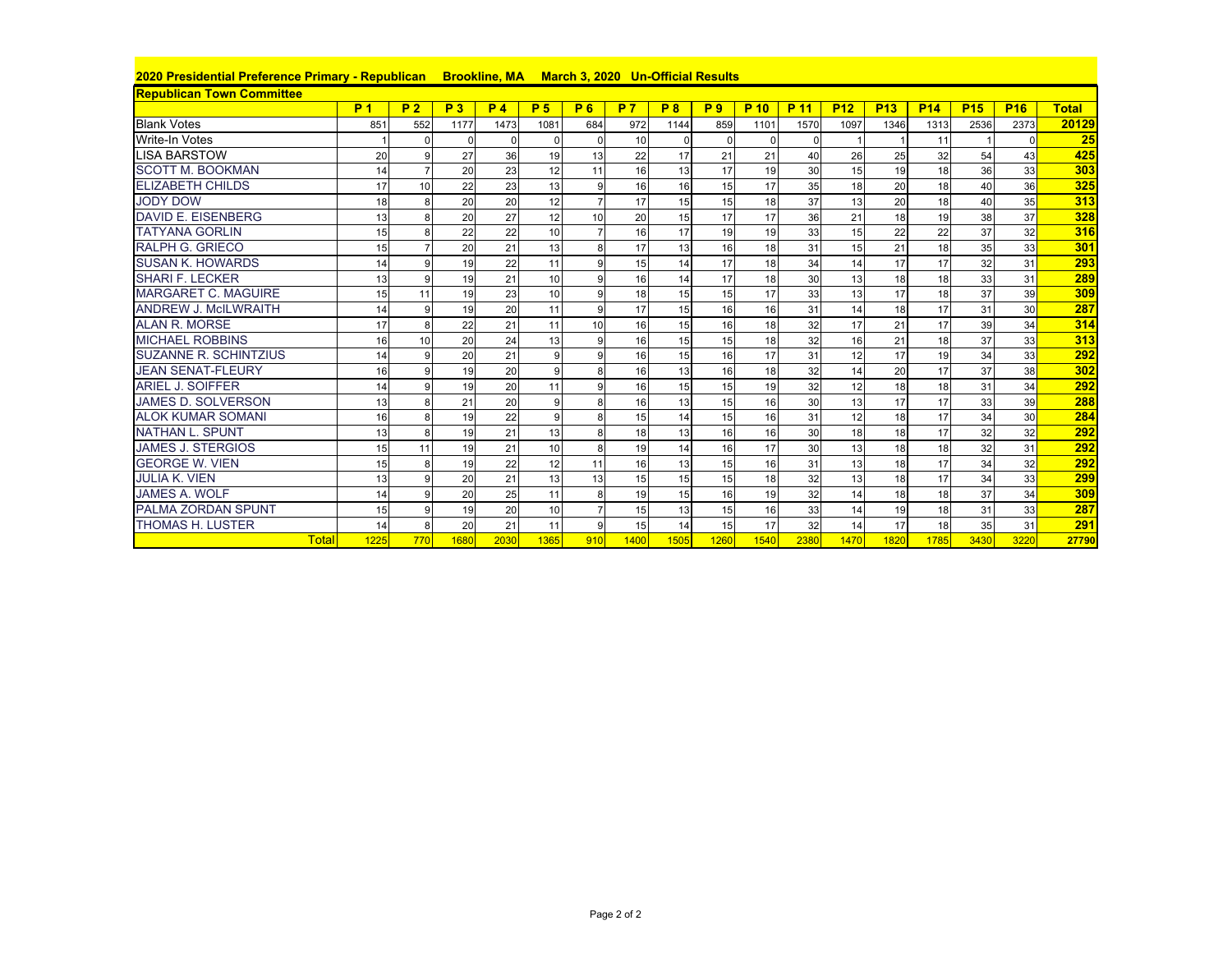## 2020 Presidential Preference Primary - Republican    Brookline, MA    March 3, 2020    Un-Official Results

### Republican Town Committee

| | P 1 | P 2 | P 3 | P 4 | P 5 | P 6 | P 7 | P 8 | P 9 | P 10 | P 11 | P12 | P13 | P14 | P15 | P16 | Total |
|---|---|---|---|---|---|---|---|---|---|---|---|---|---|---|---|---|---|
| Blank Votes | 851 | 552 | 1177 | 1473 | 1081 | 684 | 972 | 1144 | 859 | 1101 | 1570 | 1097 | 1346 | 1313 | 2536 | 2373 | 20129 |
| Write-In Votes | 1 | 0 | 0 | 0 | 0 | 0 | 10 | 0 | 0 | 0 | 0 | 1 | 1 | 11 | 1 | 0 | 25 |
| LISA BARSTOW | 20 | 9 | 27 | 36 | 19 | 13 | 22 | 17 | 21 | 21 | 40 | 26 | 25 | 32 | 54 | 43 | 425 |
| SCOTT M. BOOKMAN | 14 | 7 | 20 | 23 | 12 | 11 | 16 | 13 | 17 | 19 | 30 | 15 | 19 | 18 | 36 | 33 | 303 |
| ELIZABETH CHILDS | 17 | 10 | 22 | 23 | 13 | 9 | 16 | 16 | 15 | 17 | 35 | 18 | 20 | 18 | 40 | 36 | 325 |
| JODY DOW | 18 | 8 | 20 | 20 | 12 | 7 | 17 | 15 | 15 | 18 | 37 | 13 | 20 | 18 | 40 | 35 | 313 |
| DAVID E. EISENBERG | 13 | 8 | 20 | 27 | 12 | 10 | 20 | 15 | 17 | 17 | 36 | 21 | 18 | 19 | 38 | 37 | 328 |
| TATYANA GORLIN | 15 | 8 | 22 | 22 | 10 | 7 | 16 | 17 | 19 | 19 | 33 | 15 | 22 | 22 | 37 | 32 | 316 |
| RALPH G. GRIECO | 15 | 7 | 20 | 21 | 13 | 8 | 17 | 13 | 16 | 18 | 31 | 15 | 21 | 18 | 35 | 33 | 301 |
| SUSAN K. HOWARDS | 14 | 9 | 19 | 22 | 11 | 9 | 15 | 14 | 17 | 18 | 34 | 14 | 17 | 17 | 32 | 31 | 293 |
| SHARI F. LECKER | 13 | 9 | 19 | 21 | 10 | 9 | 16 | 14 | 17 | 18 | 30 | 13 | 18 | 18 | 33 | 31 | 289 |
| MARGARET C. MAGUIRE | 15 | 11 | 19 | 23 | 10 | 9 | 18 | 15 | 15 | 17 | 33 | 13 | 17 | 18 | 37 | 39 | 309 |
| ANDREW J. McILWRAITH | 14 | 9 | 19 | 20 | 11 | 9 | 17 | 15 | 16 | 16 | 31 | 14 | 18 | 17 | 31 | 30 | 287 |
| ALAN R. MORSE | 17 | 8 | 22 | 21 | 11 | 10 | 16 | 15 | 16 | 18 | 32 | 17 | 21 | 17 | 39 | 34 | 314 |
| MICHAEL ROBBINS | 16 | 10 | 20 | 24 | 13 | 9 | 16 | 15 | 15 | 18 | 32 | 16 | 21 | 18 | 37 | 33 | 313 |
| SUZANNE R. SCHINTZIUS | 14 | 9 | 20 | 21 | 9 | 9 | 16 | 15 | 16 | 17 | 31 | 12 | 17 | 19 | 34 | 33 | 292 |
| JEAN SENAT-FLEURY | 16 | 9 | 19 | 20 | 9 | 8 | 16 | 13 | 16 | 18 | 32 | 14 | 20 | 17 | 37 | 38 | 302 |
| ARIEL J. SOIFFER | 14 | 9 | 19 | 20 | 11 | 9 | 16 | 15 | 15 | 19 | 32 | 12 | 18 | 18 | 31 | 34 | 292 |
| JAMES D. SOLVERSON | 13 | 8 | 21 | 20 | 9 | 8 | 16 | 13 | 15 | 16 | 30 | 13 | 17 | 17 | 33 | 39 | 288 |
| ALOK KUMAR SOMANI | 16 | 8 | 19 | 22 | 9 | 8 | 15 | 14 | 15 | 16 | 31 | 12 | 18 | 17 | 34 | 30 | 284 |
| NATHAN L. SPUNT | 13 | 8 | 19 | 21 | 13 | 8 | 18 | 13 | 16 | 16 | 30 | 18 | 18 | 17 | 32 | 32 | 292 |
| JAMES J. STERGIOS | 15 | 11 | 19 | 21 | 10 | 8 | 19 | 14 | 16 | 17 | 30 | 13 | 18 | 18 | 32 | 31 | 292 |
| GEORGE W. VIEN | 15 | 8 | 19 | 22 | 12 | 11 | 16 | 13 | 15 | 16 | 31 | 13 | 18 | 17 | 34 | 32 | 292 |
| JULIA K. VIEN | 13 | 9 | 20 | 21 | 13 | 13 | 15 | 15 | 15 | 18 | 32 | 13 | 18 | 17 | 34 | 33 | 299 |
| JAMES A. WOLF | 14 | 9 | 20 | 25 | 11 | 8 | 19 | 15 | 16 | 19 | 32 | 14 | 18 | 18 | 37 | 34 | 309 |
| PALMA ZORDAN SPUNT | 15 | 9 | 19 | 20 | 10 | 7 | 15 | 13 | 15 | 16 | 33 | 14 | 19 | 18 | 31 | 33 | 287 |
| THOMAS H. LUSTER | 14 | 8 | 20 | 21 | 11 | 9 | 15 | 14 | 15 | 17 | 32 | 14 | 17 | 18 | 35 | 31 | 291 |
| Total | 1225 | 770 | 1680 | 2030 | 1365 | 910 | 1400 | 1505 | 1260 | 1540 | 2380 | 1470 | 1820 | 1785 | 3430 | 3220 | 27790 |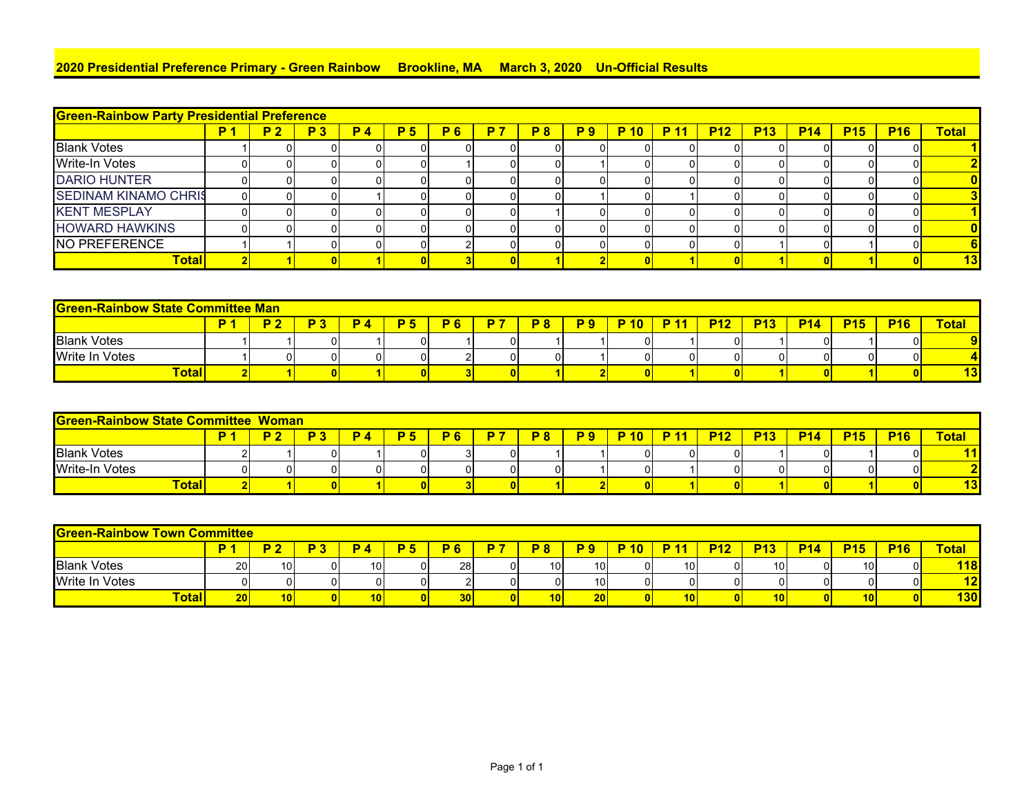## 2020 Presidential Preference Primary - Green Rainbow Brookline, MA March 3, 2020 Un-Official Results

| Green-Rainbow Party Presidential Preference | P 1 | P 2 | P 3 | P 4 | P 5 | P 6 | P 7 | P 8 | P 9 | P 10 | P 11 | P12 | P13 | P14 | P15 | P16 | Total |
|---|---|---|---|---|---|---|---|---|---|---|---|---|---|---|---|---|---|
| Blank Votes | 1 | 0 | 0 | 0 | 0 | 0 | 0 | 0 | 0 | 0 | 0 | 0 | 0 | 0 | 0 | 0 | 1 |
| Write-In Votes | 0 | 0 | 0 | 0 | 0 | 1 | 0 | 0 | 1 | 0 | 0 | 0 | 0 | 0 | 0 | 0 | 2 |
| DARIO HUNTER | 0 | 0 | 0 | 0 | 0 | 0 | 0 | 0 | 0 | 0 | 0 | 0 | 0 | 0 | 0 | 0 | 0 |
| SEDINAM KINAMO CHRIS | 0 | 0 | 0 | 1 | 0 | 0 | 0 | 0 | 1 | 0 | 1 | 0 | 0 | 0 | 0 | 0 | 3 |
| KENT MESPLAY | 0 | 0 | 0 | 0 | 0 | 0 | 0 | 1 | 0 | 0 | 0 | 0 | 0 | 0 | 0 | 0 | 1 |
| HOWARD HAWKINS | 0 | 0 | 0 | 0 | 0 | 0 | 0 | 0 | 0 | 0 | 0 | 0 | 0 | 0 | 0 | 0 | 0 |
| NO PREFERENCE | 1 | 1 | 0 | 0 | 0 | 2 | 0 | 0 | 0 | 0 | 0 | 0 | 1 | 0 | 1 | 0 | 6 |
| **Total** | 2 | 1 | 0 | 1 | 0 | 3 | 0 | 1 | 2 | 0 | 1 | 0 | 1 | 0 | 1 | 0 | 13 |

| Green-Rainbow State Committee Man | P 1 | P 2 | P 3 | P 4 | P 5 | P 6 | P 7 | P 8 | P 9 | P 10 | P 11 | P12 | P13 | P14 | P15 | P16 | Total |
|---|---|---|---|---|---|---|---|---|---|---|---|---|---|---|---|---|---|
| Blank Votes | 1 | 1 | 0 | 1 | 0 | 1 | 0 | 1 | 1 | 0 | 1 | 0 | 1 | 0 | 1 | 0 | 9 |
| Write In Votes | 1 | 0 | 0 | 0 | 0 | 2 | 0 | 0 | 1 | 0 | 0 | 0 | 0 | 0 | 0 | 0 | 4 |
| **Total** | 2 | 1 | 0 | 1 | 0 | 3 | 0 | 1 | 2 | 0 | 1 | 0 | 1 | 0 | 1 | 0 | 13 |

| Green-Rainbow State Committee Woman | P 1 | P 2 | P 3 | P 4 | P 5 | P 6 | P 7 | P 8 | P 9 | P 10 | P 11 | P12 | P13 | P14 | P15 | P16 | Total |
|---|---|---|---|---|---|---|---|---|---|---|---|---|---|---|---|---|---|
| Blank Votes | 2 | 1 | 0 | 1 | 0 | 3 | 0 | 1 | 1 | 0 | 0 | 0 | 1 | 0 | 1 | 0 | 11 |
| Write-In Votes | 0 | 0 | 0 | 0 | 0 | 0 | 0 | 0 | 1 | 0 | 1 | 0 | 0 | 0 | 0 | 0 | 2 |
| **Total** | 2 | 1 | 0 | 1 | 0 | 3 | 0 | 1 | 2 | 0 | 1 | 0 | 1 | 0 | 1 | 0 | 13 |

| Green-Rainbow Town Committee | P 1 | P 2 | P 3 | P 4 | P 5 | P 6 | P 7 | P 8 | P 9 | P 10 | P 11 | P12 | P13 | P14 | P15 | P16 | Total |
|---|---|---|---|---|---|---|---|---|---|---|---|---|---|---|---|---|---|
| Blank Votes | 20 | 10 | 0 | 10 | 0 | 28 | 0 | 10 | 10 | 0 | 10 | 0 | 10 | 0 | 10 | 0 | 118 |
| Write In Votes | 0 | 0 | 0 | 0 | 0 | 2 | 0 | 0 | 10 | 0 | 0 | 0 | 0 | 0 | 0 | 0 | 12 |
| **Total** | 20 | 10 | 0 | 10 | 0 | 30 | 0 | 10 | 20 | 0 | 10 | 0 | 10 | 0 | 10 | 0 | 130 |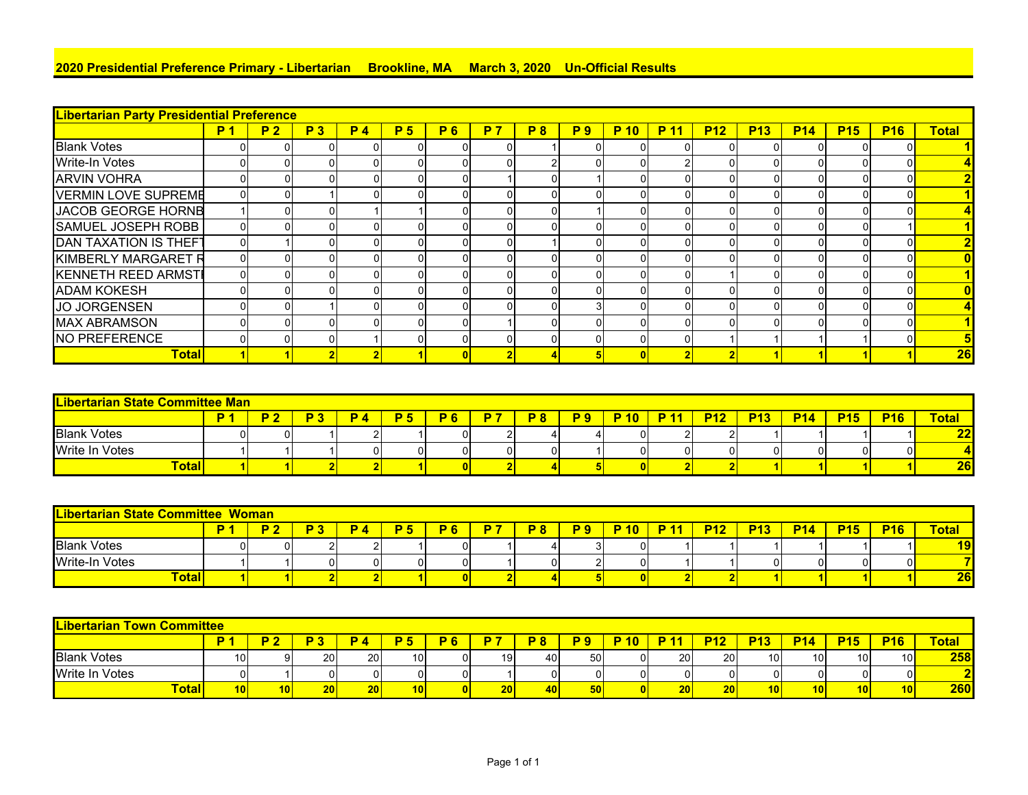## 2020 Presidential Preference Primary - Libertarian Brookline, MA March 3, 2020 Un-Official Results

| Libertarian Party Presidential Preference | | | | | | | | | | | | | | | | | |
|---|---|---|---|---|---|---|---|---|---|---|---|---|---|---|---|---|---|
| | P 1 | P 2 | P 3 | P 4 | P 5 | P 6 | P 7 | P 8 | P 9 | P 10 | P 11 | P12 | P13 | P14 | P15 | P16 | Total |
| Blank Votes | 0 | 0 | 0 | 0 | 0 | 0 | 0 | 1 | 0 | 0 | 0 | 0 | 0 | 0 | 0 | 0 | 1 |
| Write-In Votes | 0 | 0 | 0 | 0 | 0 | 0 | 0 | 2 | 0 | 0 | 2 | 0 | 0 | 0 | 0 | 0 | 4 |
| ARVIN VOHRA | 0 | 0 | 0 | 0 | 0 | 0 | 1 | 0 | 1 | 0 | 0 | 0 | 0 | 0 | 0 | 0 | 2 |
| VERMIN LOVE SUPREME | 0 | 0 | 1 | 0 | 0 | 0 | 0 | 0 | 0 | 0 | 0 | 0 | 0 | 0 | 0 | 0 | 1 |
| JACOB GEORGE HORNB | 1 | 0 | 0 | 1 | 1 | 0 | 0 | 0 | 1 | 0 | 0 | 0 | 0 | 0 | 0 | 0 | 4 |
| SAMUEL JOSEPH ROBB | 0 | 0 | 0 | 0 | 0 | 0 | 0 | 0 | 0 | 0 | 0 | 0 | 0 | 0 | 0 | 1 | 1 |
| DAN TAXATION IS THEFT | 0 | 1 | 0 | 0 | 0 | 0 | 0 | 1 | 0 | 0 | 0 | 0 | 0 | 0 | 0 | 0 | 2 |
| KIMBERLY MARGARET R | 0 | 0 | 0 | 0 | 0 | 0 | 0 | 0 | 0 | 0 | 0 | 0 | 0 | 0 | 0 | 0 | 0 |
| KENNETH REED ARMSTI | 0 | 0 | 0 | 0 | 0 | 0 | 0 | 0 | 0 | 0 | 0 | 1 | 0 | 0 | 0 | 0 | 1 |
| ADAM KOKESH | 0 | 0 | 0 | 0 | 0 | 0 | 0 | 0 | 0 | 0 | 0 | 0 | 0 | 0 | 0 | 0 | 0 |
| JO JORGENSEN | 0 | 0 | 1 | 0 | 0 | 0 | 0 | 0 | 3 | 0 | 0 | 0 | 0 | 0 | 0 | 0 | 4 |
| MAX ABRAMSON | 0 | 0 | 0 | 0 | 0 | 0 | 1 | 0 | 0 | 0 | 0 | 0 | 0 | 0 | 0 | 0 | 1 |
| NO PREFERENCE | 0 | 0 | 0 | 1 | 0 | 0 | 0 | 0 | 0 | 0 | 0 | 1 | 1 | 1 | 1 | 0 | 5 |
| **Total** | 1 | 1 | 2 | 2 | 1 | 0 | 2 | 4 | 5 | 0 | 2 | 2 | 1 | 1 | 1 | 1 | 26 |

| Libertarian State Committee Man | | | | | | | | | | | | | | | | | |
|---|---|---|---|---|---|---|---|---|---|---|---|---|---|---|---|---|---|
| | P 1 | P 2 | P 3 | P 4 | P 5 | P 6 | P 7 | P 8 | P 9 | P 10 | P 11 | P12 | P13 | P14 | P15 | P16 | Total |
| Blank Votes | 0 | 0 | 1 | 2 | 1 | 0 | 2 | 4 | 4 | 0 | 2 | 2 | 1 | 1 | 1 | 1 | 22 |
| Write In Votes | 1 | 1 | 1 | 0 | 0 | 0 | 0 | 0 | 1 | 0 | 0 | 0 | 0 | 0 | 0 | 0 | 4 |
| **Total** | 1 | 1 | 2 | 2 | 1 | 0 | 2 | 4 | 5 | 0 | 2 | 2 | 1 | 1 | 1 | 1 | 26 |

| Libertarian State Committee Woman | | | | | | | | | | | | | | | | | |
|---|---|---|---|---|---|---|---|---|---|---|---|---|---|---|---|---|---|
| | P 1 | P 2 | P 3 | P 4 | P 5 | P 6 | P 7 | P 8 | P 9 | P 10 | P 11 | P12 | P13 | P14 | P15 | P16 | Total |
| Blank Votes | 0 | 0 | 2 | 2 | 1 | 0 | 1 | 4 | 3 | 0 | 1 | 1 | 1 | 1 | 1 | 1 | 19 |
| Write-In Votes | 1 | 1 | 0 | 0 | 0 | 0 | 1 | 0 | 2 | 0 | 1 | 1 | 0 | 0 | 0 | 0 | 7 |
| **Total** | 1 | 1 | 2 | 2 | 1 | 0 | 2 | 4 | 5 | 0 | 2 | 2 | 1 | 1 | 1 | 1 | 26 |

| Libertarian Town Committee | | | | | | | | | | | | | | | | | |
|---|---|---|---|---|---|---|---|---|---|---|---|---|---|---|---|---|---|
| | P 1 | P 2 | P 3 | P 4 | P 5 | P 6 | P 7 | P 8 | P 9 | P 10 | P 11 | P12 | P13 | P14 | P15 | P16 | Total |
| Blank Votes | 10 | 9 | 20 | 20 | 10 | 0 | 19 | 40 | 50 | 0 | 20 | 20 | 10 | 10 | 10 | 10 | 258 |
| Write In Votes | 0 | 1 | 0 | 0 | 0 | 0 | 1 | 0 | 0 | 0 | 0 | 0 | 0 | 0 | 0 | 0 | 2 |
| **Total** | 10 | 10 | 20 | 20 | 10 | 0 | 20 | 40 | 50 | 0 | 20 | 20 | 10 | 10 | 10 | 10 | 260 |